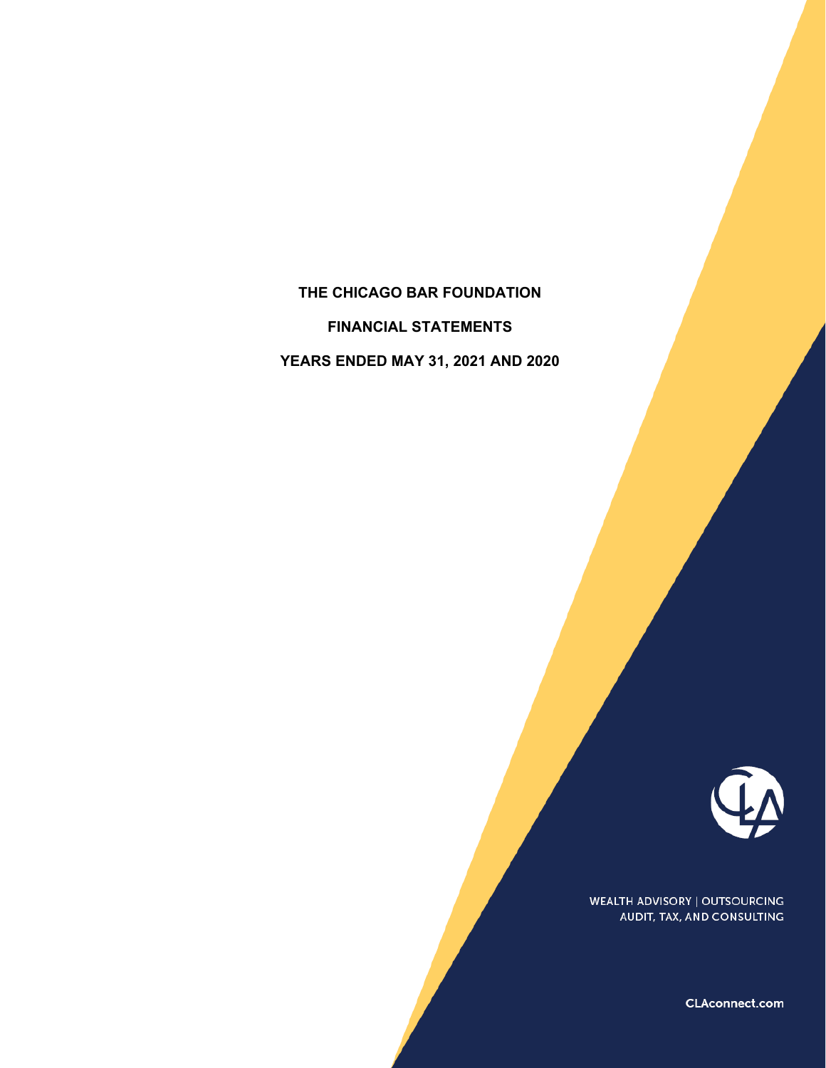# THE CHICAGO BAR FOUNDATION

## FINANCIAL STATEMENTS

## YEARS ENDED MAY 31, 2021 AND 2020

WEALTH ADVISORY | OUTSOURCING
AUDIT, TAX, AND CONSULTING

CLAconnect.com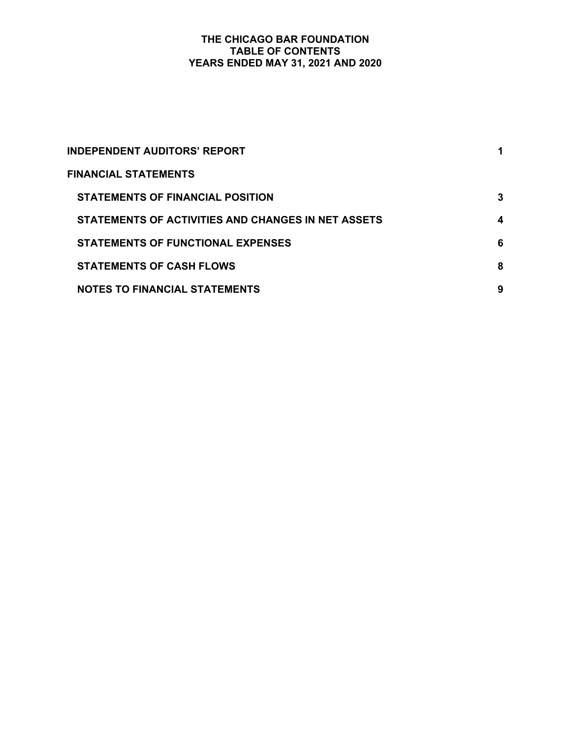# THE CHICAGO BAR FOUNDATION
## TABLE OF CONTENTS
## YEARS ENDED MAY 31, 2021 AND 2020

| | |
|---|---|
| **INDEPENDENT AUDITORS' REPORT** | **1** |
| **FINANCIAL STATEMENTS** | |
| **STATEMENTS OF FINANCIAL POSITION** | **3** |
| **STATEMENTS OF ACTIVITIES AND CHANGES IN NET ASSETS** | **4** |
| **STATEMENTS OF FUNCTIONAL EXPENSES** | **6** |
| **STATEMENTS OF CASH FLOWS** | **8** |
| **NOTES TO FINANCIAL STATEMENTS** | **9** |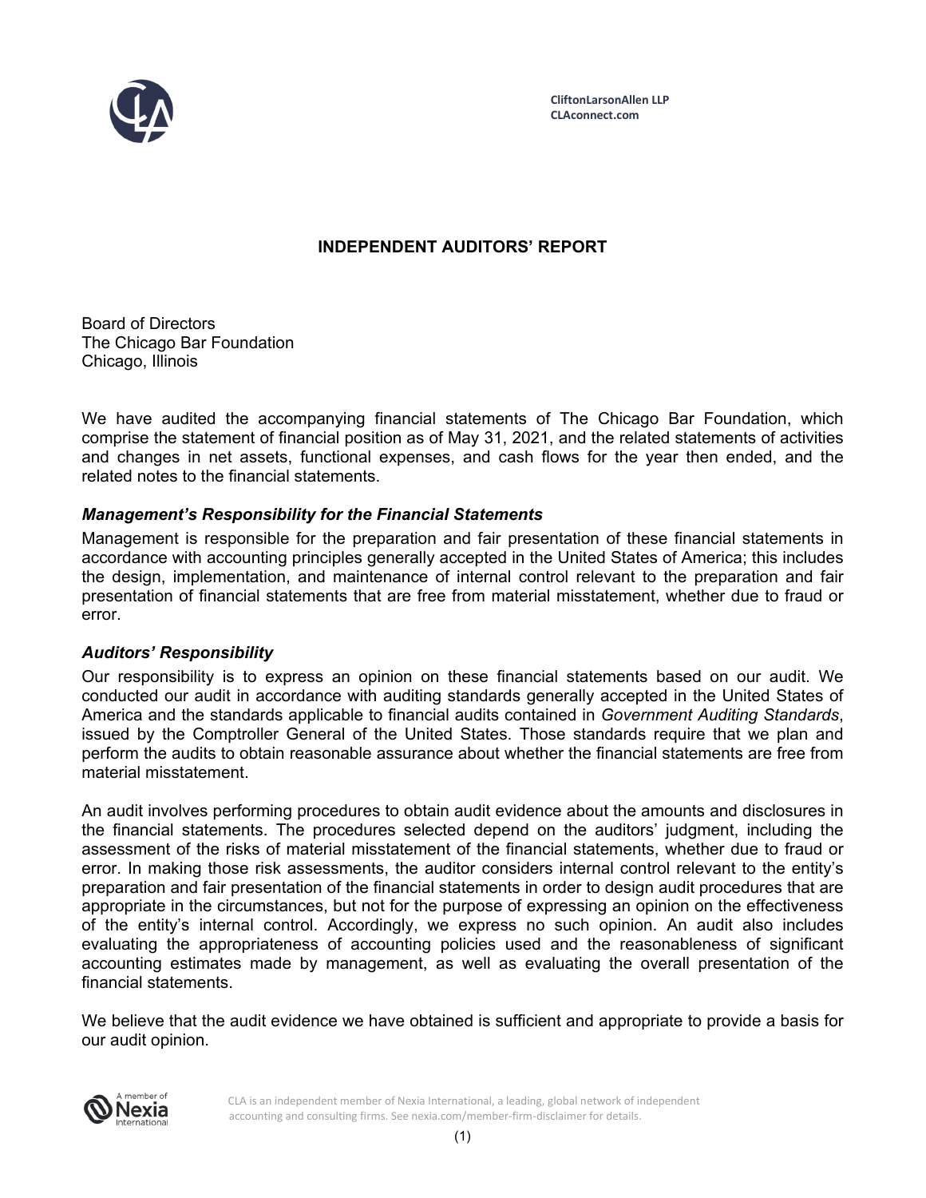CliftonLarsonAllen LLP
CLAconnect.com

# INDEPENDENT AUDITORS' REPORT

Board of Directors
The Chicago Bar Foundation
Chicago, Illinois

We have audited the accompanying financial statements of The Chicago Bar Foundation, which comprise the statement of financial position as of May 31, 2021, and the related statements of activities and changes in net assets, functional expenses, and cash flows for the year then ended, and the related notes to the financial statements.

### *Management's Responsibility for the Financial Statements*

Management is responsible for the preparation and fair presentation of these financial statements in accordance with accounting principles generally accepted in the United States of America; this includes the design, implementation, and maintenance of internal control relevant to the preparation and fair presentation of financial statements that are free from material misstatement, whether due to fraud or error.

### *Auditors' Responsibility*

Our responsibility is to express an opinion on these financial statements based on our audit. We conducted our audit in accordance with auditing standards generally accepted in the United States of America and the standards applicable to financial audits contained in *Government Auditing Standards*, issued by the Comptroller General of the United States. Those standards require that we plan and perform the audits to obtain reasonable assurance about whether the financial statements are free from material misstatement.

An audit involves performing procedures to obtain audit evidence about the amounts and disclosures in the financial statements. The procedures selected depend on the auditors' judgment, including the assessment of the risks of material misstatement of the financial statements, whether due to fraud or error. In making those risk assessments, the auditor considers internal control relevant to the entity's preparation and fair presentation of the financial statements in order to design audit procedures that are appropriate in the circumstances, but not for the purpose of expressing an opinion on the effectiveness of the entity's internal control. Accordingly, we express no such opinion. An audit also includes evaluating the appropriateness of accounting policies used and the reasonableness of significant accounting estimates made by management, as well as evaluating the overall presentation of the financial statements.

We believe that the audit evidence we have obtained is sufficient and appropriate to provide a basis for our audit opinion.

CLA is an independent member of Nexia International, a leading, global network of independent accounting and consulting firms. See nexia.com/member-firm-disclaimer for details.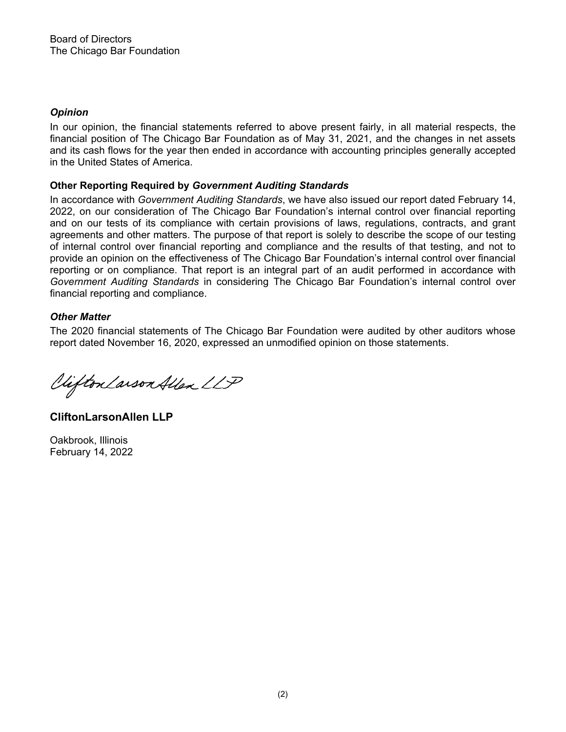Board of Directors
The Chicago Bar Foundation

### *Opinion*

In our opinion, the financial statements referred to above present fairly, in all material respects, the financial position of The Chicago Bar Foundation as of May 31, 2021, and the changes in net assets and its cash flows for the year then ended in accordance with accounting principles generally accepted in the United States of America.

### Other Reporting Required by *Government Auditing Standards*

In accordance with *Government Auditing Standards*, we have also issued our report dated February 14, 2022, on our consideration of The Chicago Bar Foundation's internal control over financial reporting and on our tests of its compliance with certain provisions of laws, regulations, contracts, and grant agreements and other matters. The purpose of that report is solely to describe the scope of our testing of internal control over financial reporting and compliance and the results of that testing, and not to provide an opinion on the effectiveness of The Chicago Bar Foundation's internal control over financial reporting or on compliance. That report is an integral part of an audit performed in accordance with *Government Auditing Standards* in considering The Chicago Bar Foundation's internal control over financial reporting and compliance.

### *Other Matter*

The 2020 financial statements of The Chicago Bar Foundation were audited by other auditors whose report dated November 16, 2020, expressed an unmodified opinion on those statements.

*CliftonLarsonAllen LLP*

**CliftonLarsonAllen LLP**

Oakbrook, Illinois
February 14, 2022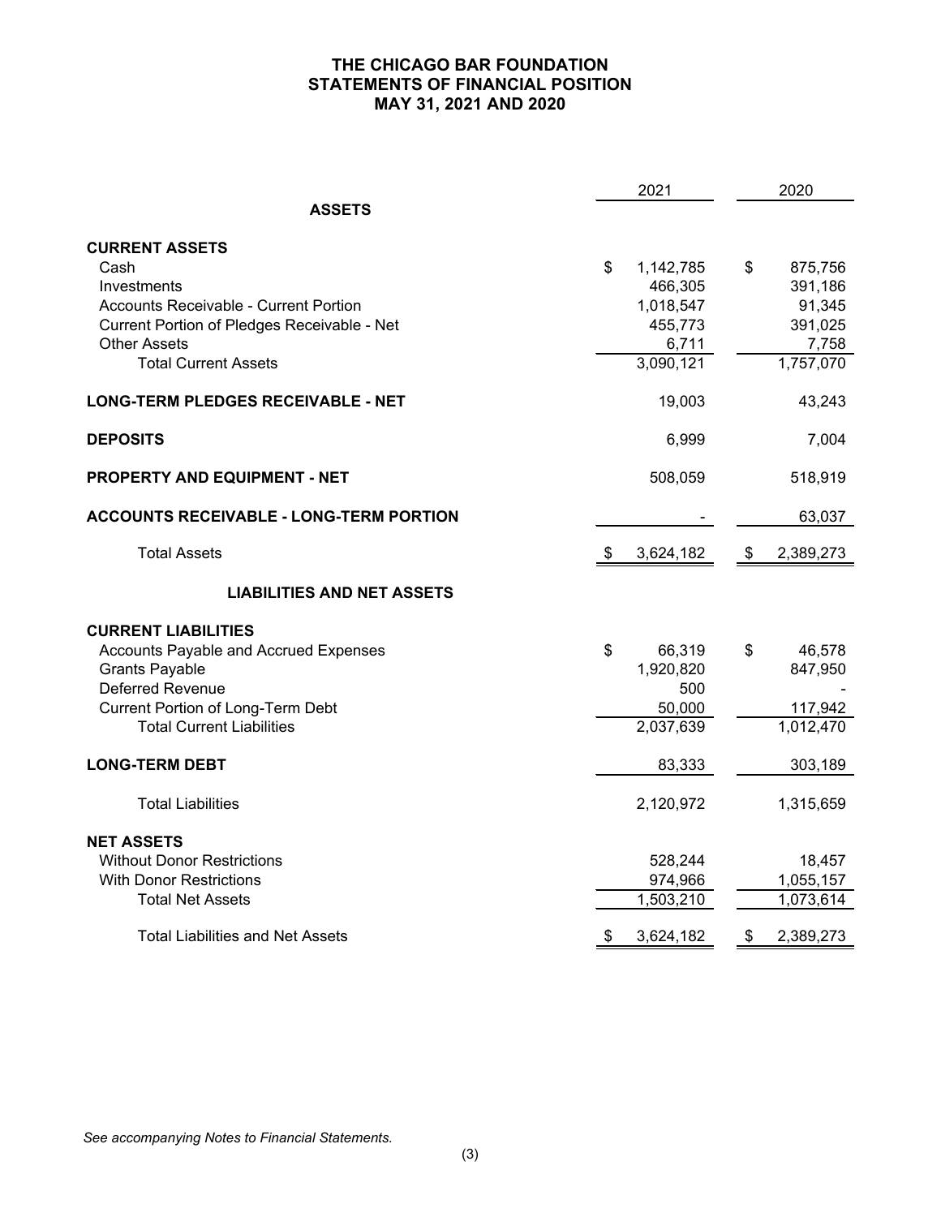# THE CHICAGO BAR FOUNDATION
## STATEMENTS OF FINANCIAL POSITION
## MAY 31, 2021 AND 2020

| | 2021 | 2020 |
|---|---|---|
| **ASSETS** | | |
| **CURRENT ASSETS** | | |
| Cash | $ 1,142,785 | $ 875,756 |
| Investments | 466,305 | 391,186 |
| Accounts Receivable - Current Portion | 1,018,547 | 91,345 |
| Current Portion of Pledges Receivable - Net | 455,773 | 391,025 |
| Other Assets | 6,711 | 7,758 |
| Total Current Assets | 3,090,121 | 1,757,070 |
| **LONG-TERM PLEDGES RECEIVABLE - NET** | 19,003 | 43,243 |
| **DEPOSITS** | 6,999 | 7,004 |
| **PROPERTY AND EQUIPMENT - NET** | 508,059 | 518,919 |
| **ACCOUNTS RECEIVABLE - LONG-TERM PORTION** | - | 63,037 |
| Total Assets | $ 3,624,182 | $ 2,389,273 |
| **LIABILITIES AND NET ASSETS** | | |
| **CURRENT LIABILITIES** | | |
| Accounts Payable and Accrued Expenses | $ 66,319 | $ 46,578 |
| Grants Payable | 1,920,820 | 847,950 |
| Deferred Revenue | 500 | - |
| Current Portion of Long-Term Debt | 50,000 | 117,942 |
| Total Current Liabilities | 2,037,639 | 1,012,470 |
| **LONG-TERM DEBT** | 83,333 | 303,189 |
| Total Liabilities | 2,120,972 | 1,315,659 |
| **NET ASSETS** | | |
| Without Donor Restrictions | 528,244 | 18,457 |
| With Donor Restrictions | 974,966 | 1,055,157 |
| Total Net Assets | 1,503,210 | 1,073,614 |
| Total Liabilities and Net Assets | $ 3,624,182 | $ 2,389,273 |

*See accompanying Notes to Financial Statements.*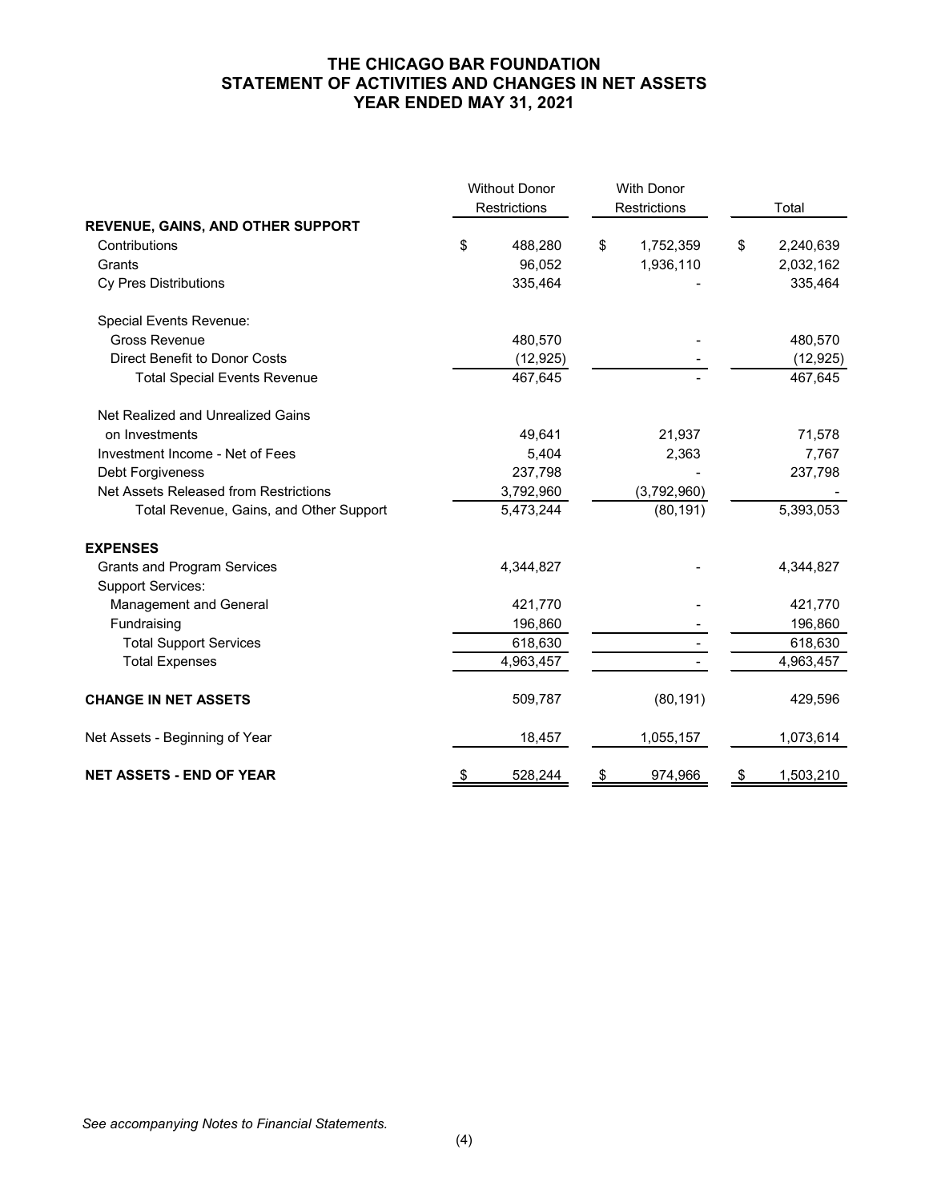# THE CHICAGO BAR FOUNDATION
## STATEMENT OF ACTIVITIES AND CHANGES IN NET ASSETS
## YEAR ENDED MAY 31, 2021

| | Without Donor Restrictions | With Donor Restrictions | Total |
|---|---|---|---|
| **REVENUE, GAINS, AND OTHER SUPPORT** | | | |
| Contributions | $ 488,280 | $ 1,752,359 | $ 2,240,639 |
| Grants | 96,052 | 1,936,110 | 2,032,162 |
| Cy Pres Distributions | 335,464 | - | 335,464 |
| Special Events Revenue: | | | |
| Gross Revenue | 480,570 | - | 480,570 |
| Direct Benefit to Donor Costs | (12,925) | - | (12,925) |
| Total Special Events Revenue | 467,645 | - | 467,645 |
| Net Realized and Unrealized Gains on Investments | 49,641 | 21,937 | 71,578 |
| Investment Income - Net of Fees | 5,404 | 2,363 | 7,767 |
| Debt Forgiveness | 237,798 | - | 237,798 |
| Net Assets Released from Restrictions | 3,792,960 | (3,792,960) | - |
| Total Revenue, Gains, and Other Support | 5,473,244 | (80,191) | 5,393,053 |
| **EXPENSES** | | | |
| Grants and Program Services | 4,344,827 | - | 4,344,827 |
| Support Services: | | | |
| Management and General | 421,770 | - | 421,770 |
| Fundraising | 196,860 | - | 196,860 |
| Total Support Services | 618,630 | - | 618,630 |
| Total Expenses | 4,963,457 | - | 4,963,457 |
| **CHANGE IN NET ASSETS** | 509,787 | (80,191) | 429,596 |
| Net Assets - Beginning of Year | 18,457 | 1,055,157 | 1,073,614 |
| **NET ASSETS - END OF YEAR** | $ 528,244 | $ 974,966 | $ 1,503,210 |

*See accompanying Notes to Financial Statements.*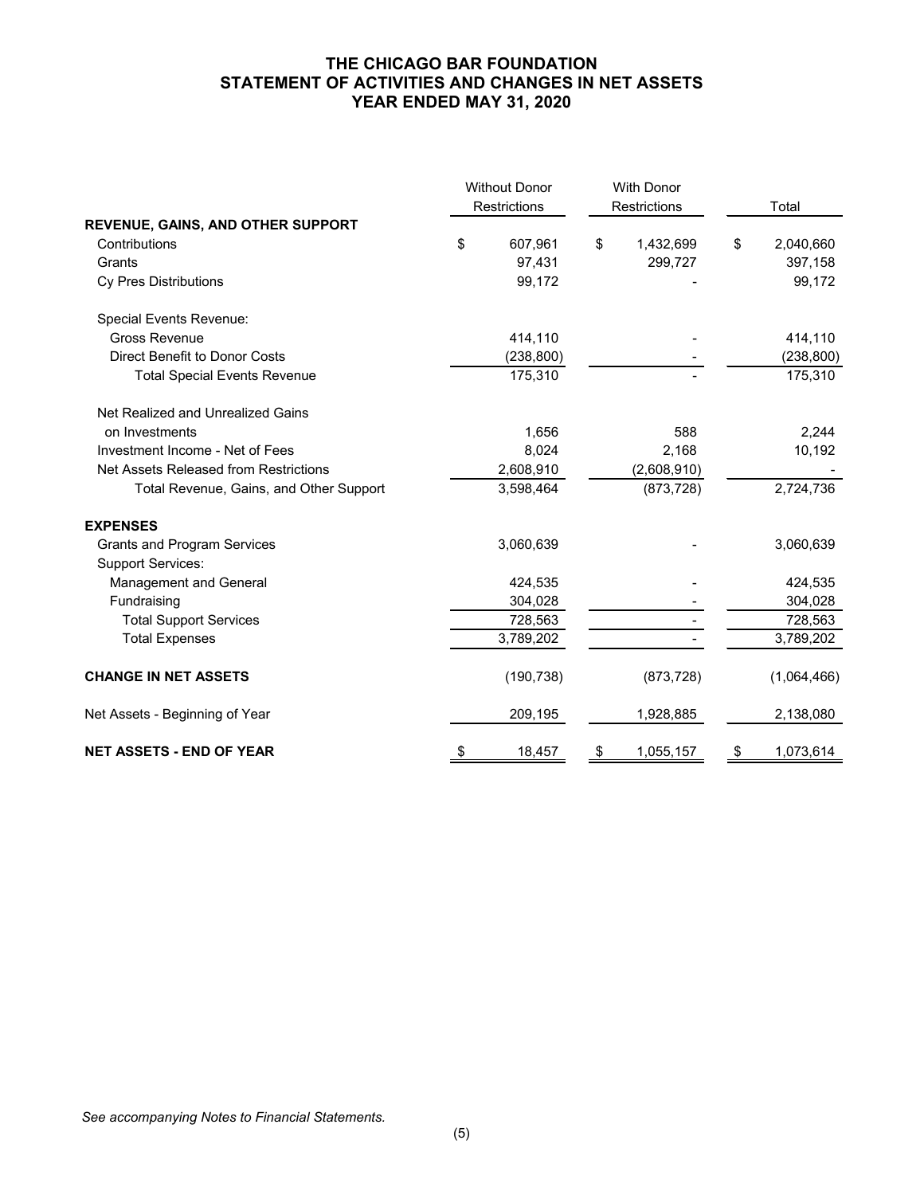# THE CHICAGO BAR FOUNDATION
## STATEMENT OF ACTIVITIES AND CHANGES IN NET ASSETS
## YEAR ENDED MAY 31, 2020

| | Without Donor Restrictions | With Donor Restrictions | Total |
|---|---|---|---|
| **REVENUE, GAINS, AND OTHER SUPPORT** | | | |
| Contributions | $ 607,961 | $ 1,432,699 | $ 2,040,660 |
| Grants | 97,431 | 299,727 | 397,158 |
| Cy Pres Distributions | 99,172 | - | 99,172 |
| Special Events Revenue: | | | |
| Gross Revenue | 414,110 | - | 414,110 |
| Direct Benefit to Donor Costs | (238,800) | - | (238,800) |
| Total Special Events Revenue | 175,310 | - | 175,310 |
| Net Realized and Unrealized Gains on Investments | 1,656 | 588 | 2,244 |
| Investment Income - Net of Fees | 8,024 | 2,168 | 10,192 |
| Net Assets Released from Restrictions | 2,608,910 | (2,608,910) | - |
| Total Revenue, Gains, and Other Support | 3,598,464 | (873,728) | 2,724,736 |
| **EXPENSES** | | | |
| Grants and Program Services | 3,060,639 | - | 3,060,639 |
| Support Services: | | | |
| Management and General | 424,535 | - | 424,535 |
| Fundraising | 304,028 | - | 304,028 |
| Total Support Services | 728,563 | - | 728,563 |
| Total Expenses | 3,789,202 | - | 3,789,202 |
| **CHANGE IN NET ASSETS** | (190,738) | (873,728) | (1,064,466) |
| Net Assets - Beginning of Year | 209,195 | 1,928,885 | 2,138,080 |
| **NET ASSETS - END OF YEAR** | $ 18,457 | $ 1,055,157 | $ 1,073,614 |

*See accompanying Notes to Financial Statements.*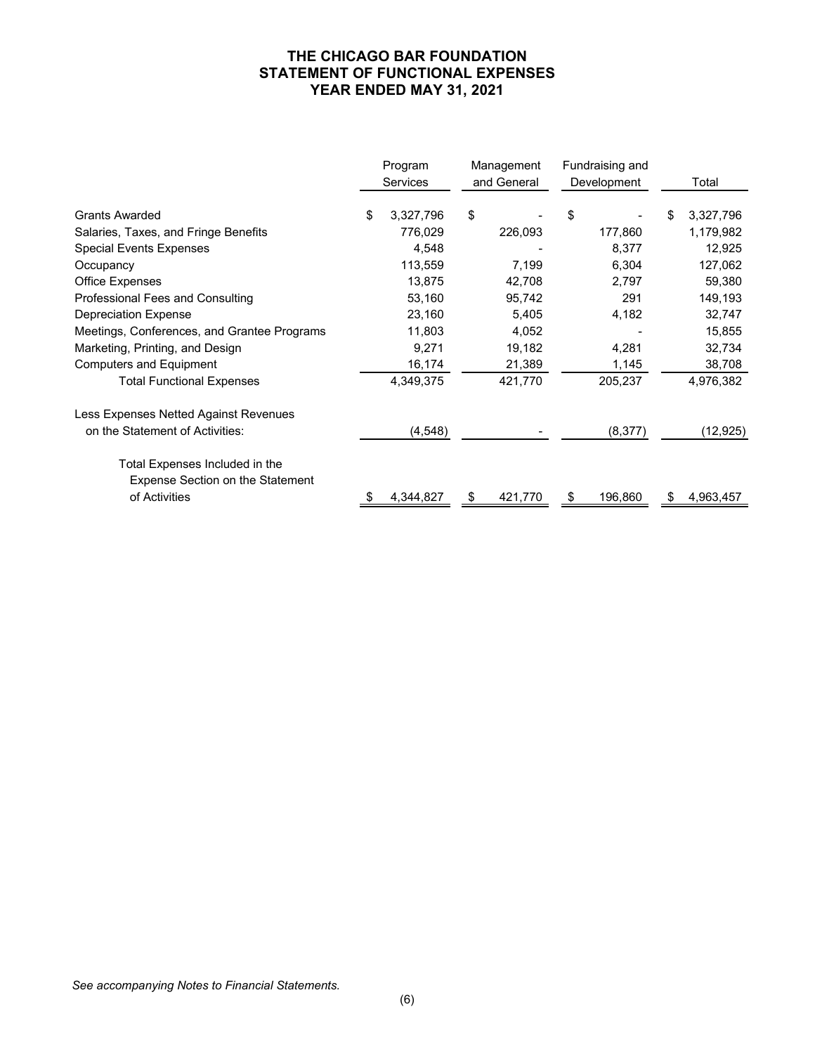# THE CHICAGO BAR FOUNDATION
## STATEMENT OF FUNCTIONAL EXPENSES
### YEAR ENDED MAY 31, 2021

| | Program Services | Management and General | Fundraising and Development | Total |
|---|---|---|---|---|
| Grants Awarded | $ 3,327,796 | $ - | $ - | $ 3,327,796 |
| Salaries, Taxes, and Fringe Benefits | 776,029 | 226,093 | 177,860 | 1,179,982 |
| Special Events Expenses | 4,548 | - | 8,377 | 12,925 |
| Occupancy | 113,559 | 7,199 | 6,304 | 127,062 |
| Office Expenses | 13,875 | 42,708 | 2,797 | 59,380 |
| Professional Fees and Consulting | 53,160 | 95,742 | 291 | 149,193 |
| Depreciation Expense | 23,160 | 5,405 | 4,182 | 32,747 |
| Meetings, Conferences, and Grantee Programs | 11,803 | 4,052 | - | 15,855 |
| Marketing, Printing, and Design | 9,271 | 19,182 | 4,281 | 32,734 |
| Computers and Equipment | 16,174 | 21,389 | 1,145 | 38,708 |
| Total Functional Expenses | 4,349,375 | 421,770 | 205,237 | 4,976,382 |
| Less Expenses Netted Against Revenues on the Statement of Activities: | (4,548) | - | (8,377) | (12,925) |
| Total Expenses Included in the Expense Section on the Statement of Activities | $ 4,344,827 | $ 421,770 | $ 196,860 | $ 4,963,457 |

*See accompanying Notes to Financial Statements.*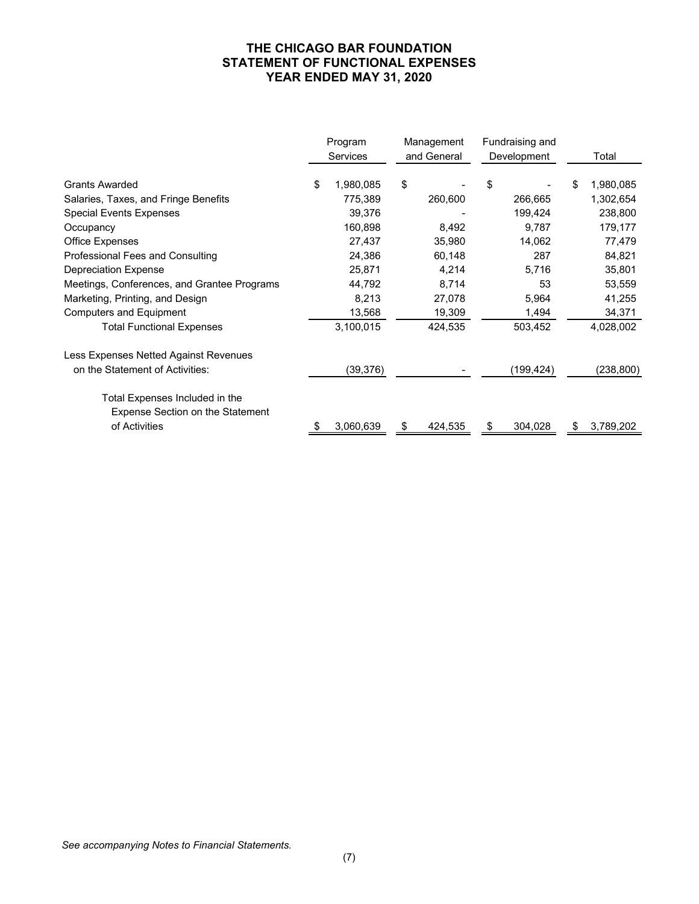# THE CHICAGO BAR FOUNDATION
## STATEMENT OF FUNCTIONAL EXPENSES
## YEAR ENDED MAY 31, 2020

| | Program Services | Management and General | Fundraising and Development | Total |
|---|---|---|---|---|
| Grants Awarded | $ 1,980,085 | $ - | $ - | $ 1,980,085 |
| Salaries, Taxes, and Fringe Benefits | 775,389 | 260,600 | 266,665 | 1,302,654 |
| Special Events Expenses | 39,376 | - | 199,424 | 238,800 |
| Occupancy | 160,898 | 8,492 | 9,787 | 179,177 |
| Office Expenses | 27,437 | 35,980 | 14,062 | 77,479 |
| Professional Fees and Consulting | 24,386 | 60,148 | 287 | 84,821 |
| Depreciation Expense | 25,871 | 4,214 | 5,716 | 35,801 |
| Meetings, Conferences, and Grantee Programs | 44,792 | 8,714 | 53 | 53,559 |
| Marketing, Printing, and Design | 8,213 | 27,078 | 5,964 | 41,255 |
| Computers and Equipment | 13,568 | 19,309 | 1,494 | 34,371 |
| Total Functional Expenses | 3,100,015 | 424,535 | 503,452 | 4,028,002 |
| Less Expenses Netted Against Revenues on the Statement of Activities: | (39,376) | - | (199,424) | (238,800) |
| Total Expenses Included in the Expense Section on the Statement of Activities | $ 3,060,639 | $ 424,535 | $ 304,028 | $ 3,789,202 |

*See accompanying Notes to Financial Statements.*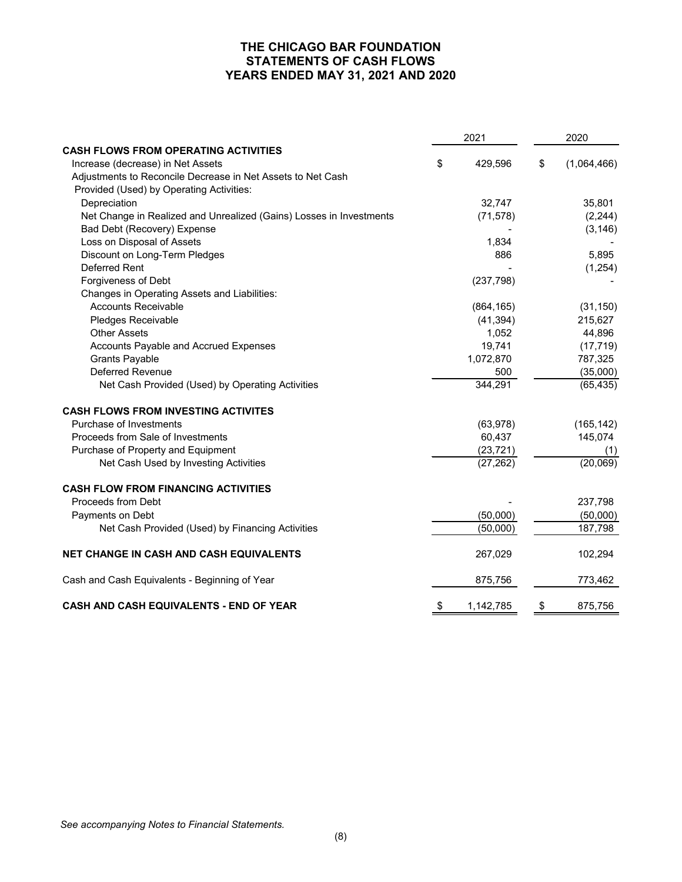# THE CHICAGO BAR FOUNDATION
## STATEMENTS OF CASH FLOWS
## YEARS ENDED MAY 31, 2021 AND 2020

| | 2021 | 2020 |
|---|---|---|
| **CASH FLOWS FROM OPERATING ACTIVITIES** | | |
| Increase (decrease) in Net Assets | $ 429,596 | $ (1,064,466) |
| Adjustments to Reconcile Decrease in Net Assets to Net Cash Provided (Used) by Operating Activities: | | |
| Depreciation | 32,747 | 35,801 |
| Net Change in Realized and Unrealized (Gains) Losses in Investments | (71,578) | (2,244) |
| Bad Debt (Recovery) Expense | - | (3,146) |
| Loss on Disposal of Assets | 1,834 | - |
| Discount on Long-Term Pledges | 886 | 5,895 |
| Deferred Rent | - | (1,254) |
| Forgiveness of Debt | (237,798) | - |
| Changes in Operating Assets and Liabilities: | | |
| Accounts Receivable | (864,165) | (31,150) |
| Pledges Receivable | (41,394) | 215,627 |
| Other Assets | 1,052 | 44,896 |
| Accounts Payable and Accrued Expenses | 19,741 | (17,719) |
| Grants Payable | 1,072,870 | 787,325 |
| Deferred Revenue | 500 | (35,000) |
| Net Cash Provided (Used) by Operating Activities | 344,291 | (65,435) |
| **CASH FLOWS FROM INVESTING ACTIVITES** | | |
| Purchase of Investments | (63,978) | (165,142) |
| Proceeds from Sale of Investments | 60,437 | 145,074 |
| Purchase of Property and Equipment | (23,721) | (1) |
| Net Cash Used by Investing Activities | (27,262) | (20,069) |
| **CASH FLOW FROM FINANCING ACTIVITIES** | | |
| Proceeds from Debt | - | 237,798 |
| Payments on Debt | (50,000) | (50,000) |
| Net Cash Provided (Used) by Financing Activities | (50,000) | 187,798 |
| **NET CHANGE IN CASH AND CASH EQUIVALENTS** | 267,029 | 102,294 |
| Cash and Cash Equivalents - Beginning of Year | 875,756 | 773,462 |
| **CASH AND CASH EQUIVALENTS - END OF YEAR** | $ 1,142,785 | $ 875,756 |

*See accompanying Notes to Financial Statements.*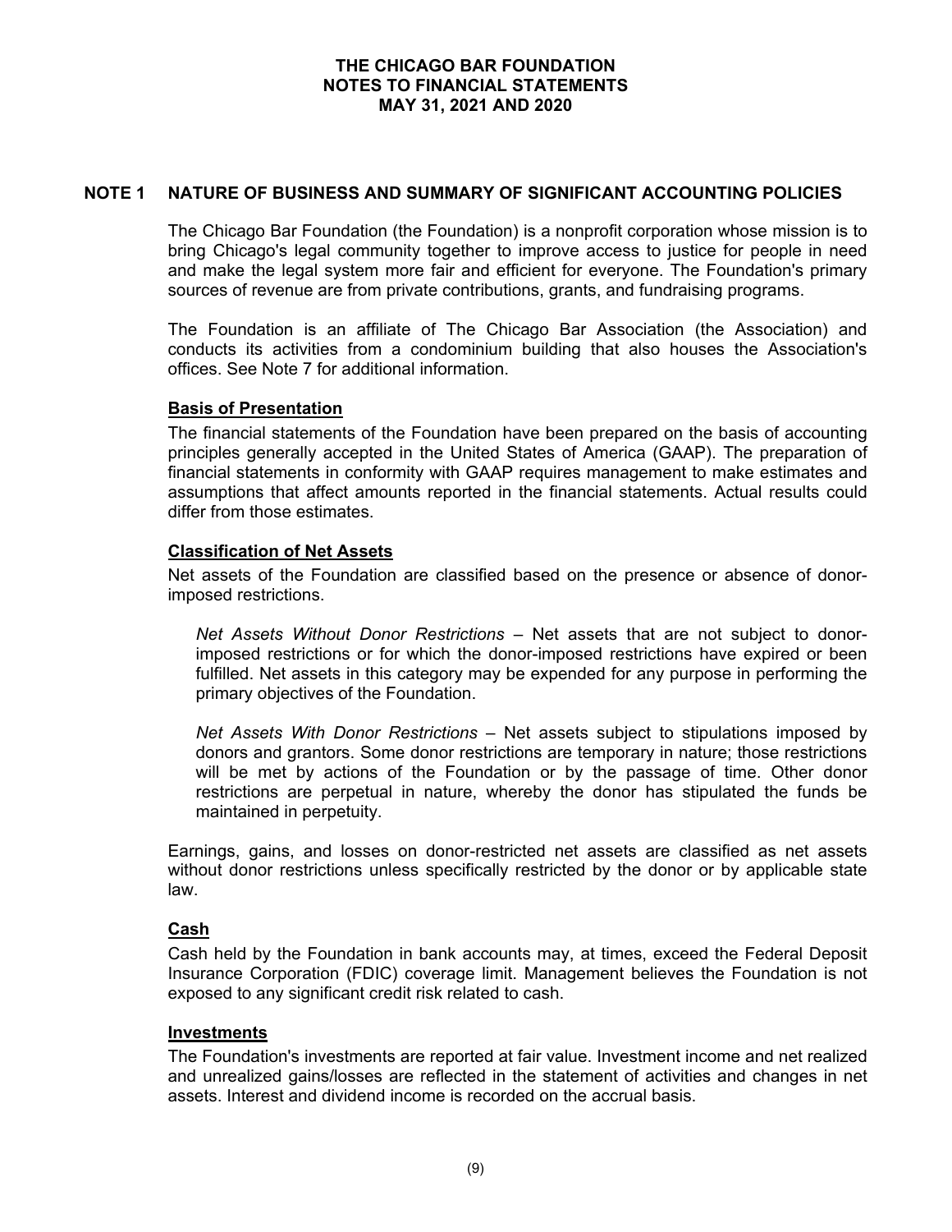# THE CHICAGO BAR FOUNDATION
# NOTES TO FINANCIAL STATEMENTS
# MAY 31, 2021 AND 2020

## NOTE 1 NATURE OF BUSINESS AND SUMMARY OF SIGNIFICANT ACCOUNTING POLICIES

The Chicago Bar Foundation (the Foundation) is a nonprofit corporation whose mission is to bring Chicago's legal community together to improve access to justice for people in need and make the legal system more fair and efficient for everyone. The Foundation's primary sources of revenue are from private contributions, grants, and fundraising programs.

The Foundation is an affiliate of The Chicago Bar Association (the Association) and conducts its activities from a condominium building that also houses the Association's offices. See Note 7 for additional information.

### Basis of Presentation

The financial statements of the Foundation have been prepared on the basis of accounting principles generally accepted in the United States of America (GAAP). The preparation of financial statements in conformity with GAAP requires management to make estimates and assumptions that affect amounts reported in the financial statements. Actual results could differ from those estimates.

### Classification of Net Assets

Net assets of the Foundation are classified based on the presence or absence of donor-imposed restrictions.

*Net Assets Without Donor Restrictions* – Net assets that are not subject to donor-imposed restrictions or for which the donor-imposed restrictions have expired or been fulfilled. Net assets in this category may be expended for any purpose in performing the primary objectives of the Foundation.

*Net Assets With Donor Restrictions* – Net assets subject to stipulations imposed by donors and grantors. Some donor restrictions are temporary in nature; those restrictions will be met by actions of the Foundation or by the passage of time. Other donor restrictions are perpetual in nature, whereby the donor has stipulated the funds be maintained in perpetuity.

Earnings, gains, and losses on donor-restricted net assets are classified as net assets without donor restrictions unless specifically restricted by the donor or by applicable state law.

### Cash

Cash held by the Foundation in bank accounts may, at times, exceed the Federal Deposit Insurance Corporation (FDIC) coverage limit. Management believes the Foundation is not exposed to any significant credit risk related to cash.

### Investments

The Foundation's investments are reported at fair value. Investment income and net realized and unrealized gains/losses are reflected in the statement of activities and changes in net assets. Interest and dividend income is recorded on the accrual basis.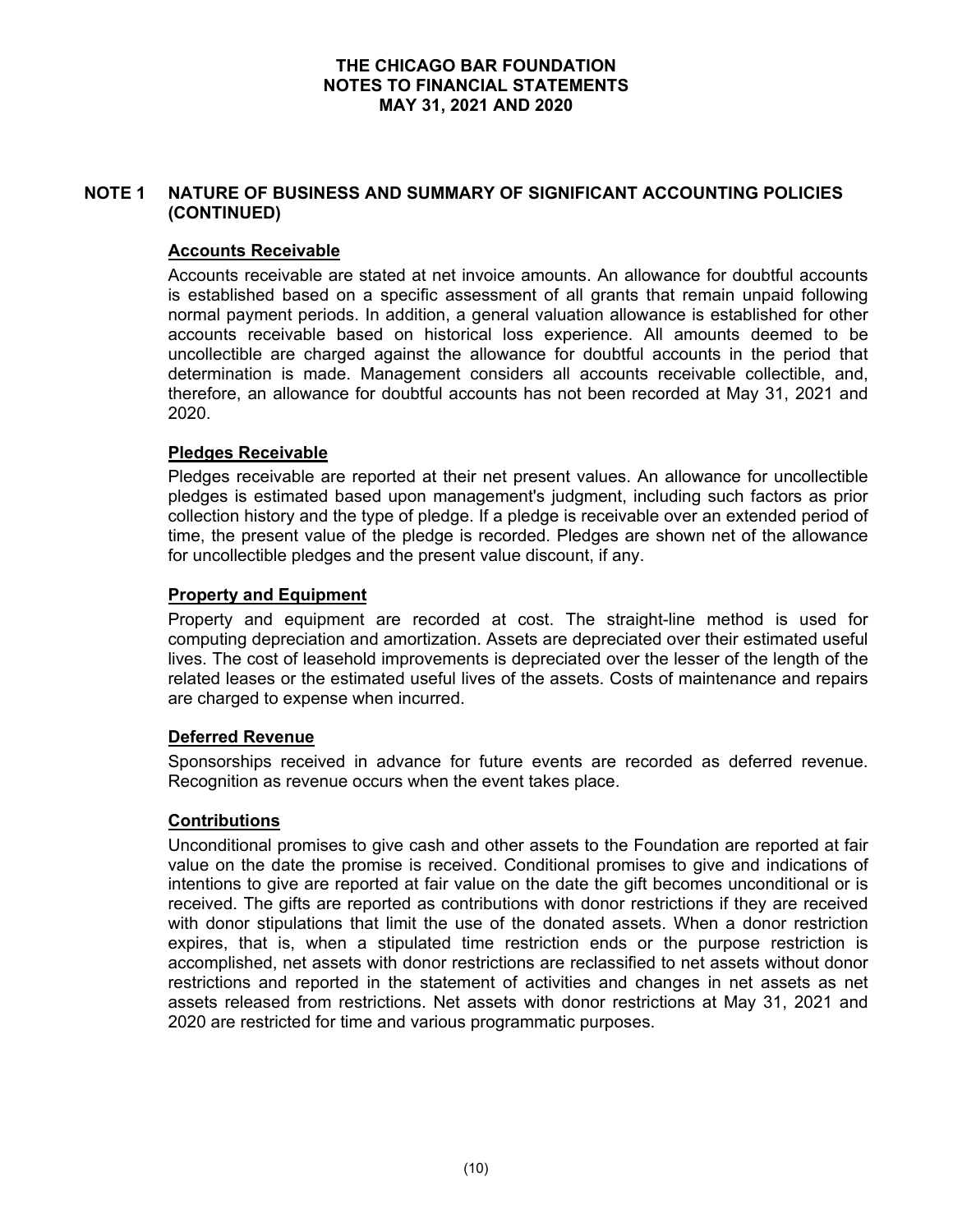## NOTE 1 NATURE OF BUSINESS AND SUMMARY OF SIGNIFICANT ACCOUNTING POLICIES (CONTINUED)

### Accounts Receivable

Accounts receivable are stated at net invoice amounts. An allowance for doubtful accounts is established based on a specific assessment of all grants that remain unpaid following normal payment periods. In addition, a general valuation allowance is established for other accounts receivable based on historical loss experience. All amounts deemed to be uncollectible are charged against the allowance for doubtful accounts in the period that determination is made. Management considers all accounts receivable collectible, and, therefore, an allowance for doubtful accounts has not been recorded at May 31, 2021 and 2020.

### Pledges Receivable

Pledges receivable are reported at their net present values. An allowance for uncollectible pledges is estimated based upon management's judgment, including such factors as prior collection history and the type of pledge. If a pledge is receivable over an extended period of time, the present value of the pledge is recorded. Pledges are shown net of the allowance for uncollectible pledges and the present value discount, if any.

### Property and Equipment

Property and equipment are recorded at cost. The straight-line method is used for computing depreciation and amortization. Assets are depreciated over their estimated useful lives. The cost of leasehold improvements is depreciated over the lesser of the length of the related leases or the estimated useful lives of the assets. Costs of maintenance and repairs are charged to expense when incurred.

### Deferred Revenue

Sponsorships received in advance for future events are recorded as deferred revenue. Recognition as revenue occurs when the event takes place.

### Contributions

Unconditional promises to give cash and other assets to the Foundation are reported at fair value on the date the promise is received. Conditional promises to give and indications of intentions to give are reported at fair value on the date the gift becomes unconditional or is received. The gifts are reported as contributions with donor restrictions if they are received with donor stipulations that limit the use of the donated assets. When a donor restriction expires, that is, when a stipulated time restriction ends or the purpose restriction is accomplished, net assets with donor restrictions are reclassified to net assets without donor restrictions and reported in the statement of activities and changes in net assets as net assets released from restrictions. Net assets with donor restrictions at May 31, 2021 and 2020 are restricted for time and various programmatic purposes.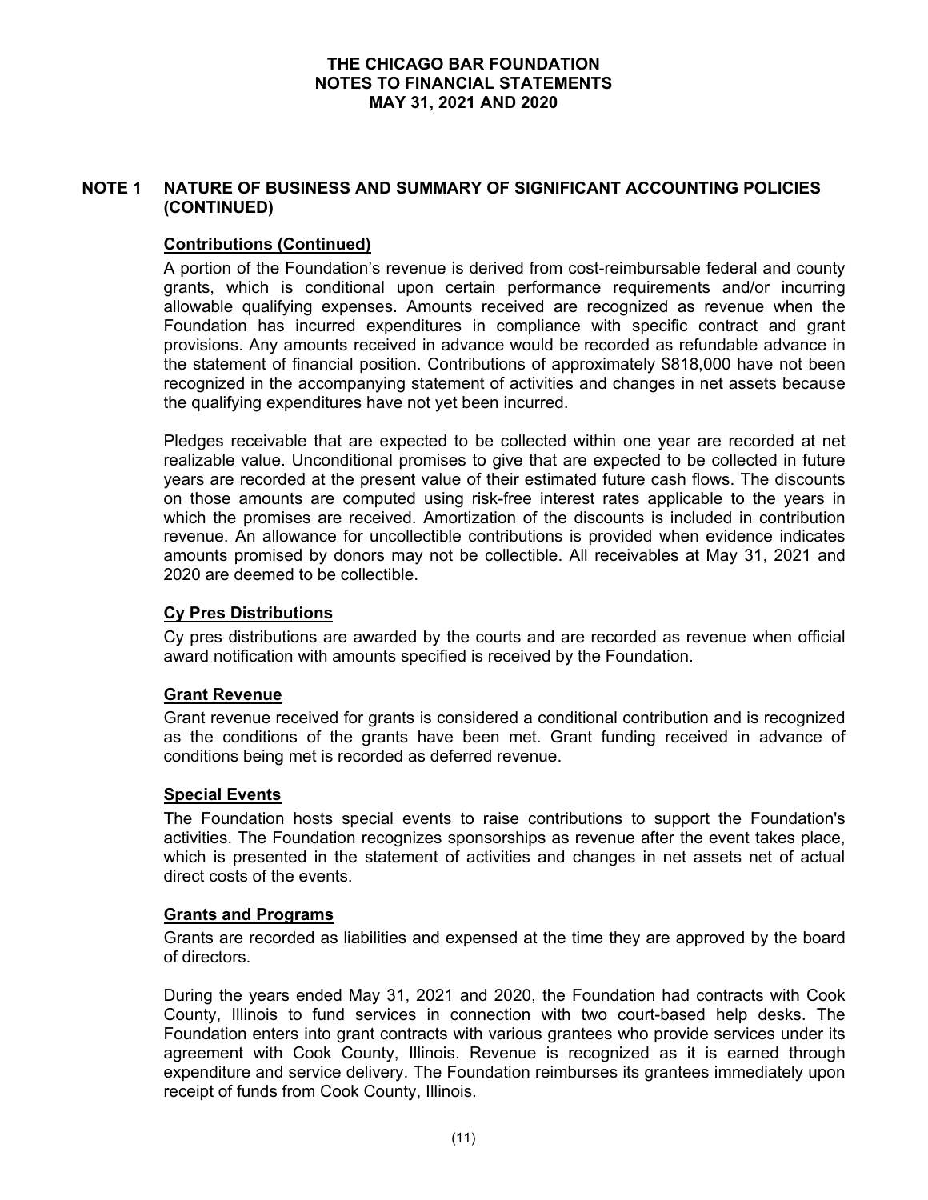# THE CHICAGO BAR FOUNDATION
# NOTES TO FINANCIAL STATEMENTS
# MAY 31, 2021 AND 2020

## NOTE 1 NATURE OF BUSINESS AND SUMMARY OF SIGNIFICANT ACCOUNTING POLICIES (CONTINUED)

### Contributions (Continued)

A portion of the Foundation's revenue is derived from cost-reimbursable federal and county grants, which is conditional upon certain performance requirements and/or incurring allowable qualifying expenses. Amounts received are recognized as revenue when the Foundation has incurred expenditures in compliance with specific contract and grant provisions. Any amounts received in advance would be recorded as refundable advance in the statement of financial position. Contributions of approximately $818,000 have not been recognized in the accompanying statement of activities and changes in net assets because the qualifying expenditures have not yet been incurred.

Pledges receivable that are expected to be collected within one year are recorded at net realizable value. Unconditional promises to give that are expected to be collected in future years are recorded at the present value of their estimated future cash flows. The discounts on those amounts are computed using risk-free interest rates applicable to the years in which the promises are received. Amortization of the discounts is included in contribution revenue. An allowance for uncollectible contributions is provided when evidence indicates amounts promised by donors may not be collectible. All receivables at May 31, 2021 and 2020 are deemed to be collectible.

### Cy Pres Distributions

Cy pres distributions are awarded by the courts and are recorded as revenue when official award notification with amounts specified is received by the Foundation.

### Grant Revenue

Grant revenue received for grants is considered a conditional contribution and is recognized as the conditions of the grants have been met. Grant funding received in advance of conditions being met is recorded as deferred revenue.

### Special Events

The Foundation hosts special events to raise contributions to support the Foundation's activities. The Foundation recognizes sponsorships as revenue after the event takes place, which is presented in the statement of activities and changes in net assets net of actual direct costs of the events.

### Grants and Programs

Grants are recorded as liabilities and expensed at the time they are approved by the board of directors.

During the years ended May 31, 2021 and 2020, the Foundation had contracts with Cook County, Illinois to fund services in connection with two court-based help desks. The Foundation enters into grant contracts with various grantees who provide services under its agreement with Cook County, Illinois. Revenue is recognized as it is earned through expenditure and service delivery. The Foundation reimburses its grantees immediately upon receipt of funds from Cook County, Illinois.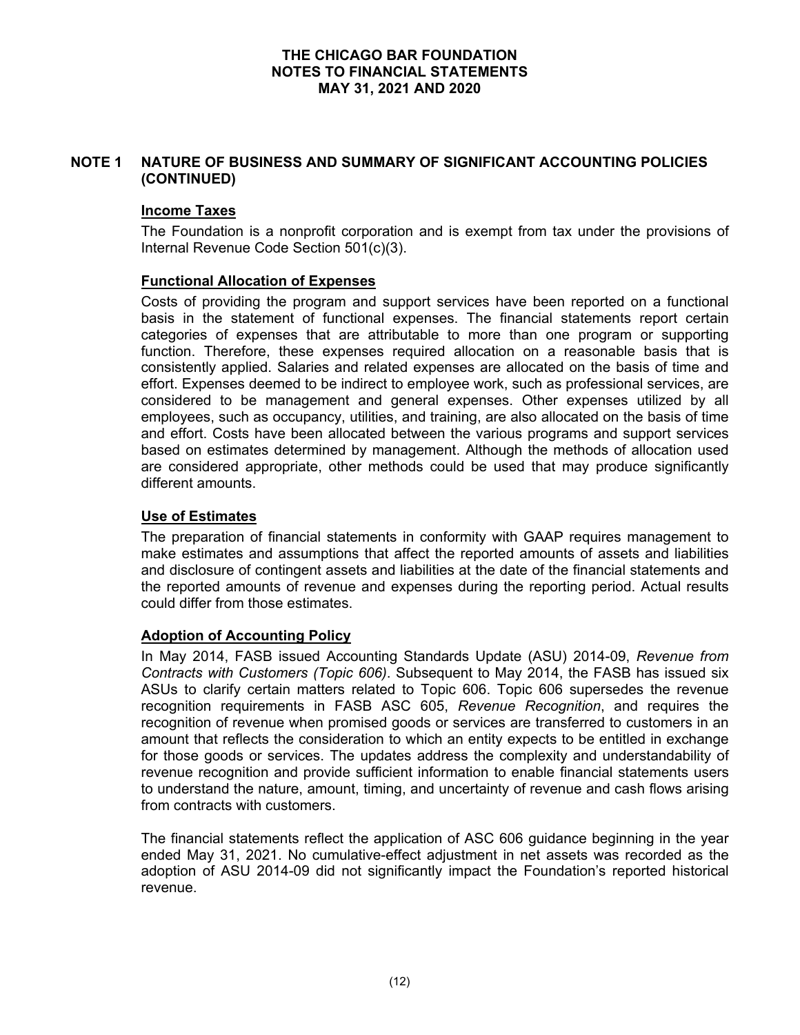## NOTE 1 NATURE OF BUSINESS AND SUMMARY OF SIGNIFICANT ACCOUNTING POLICIES (CONTINUED)

### Income Taxes

The Foundation is a nonprofit corporation and is exempt from tax under the provisions of Internal Revenue Code Section 501(c)(3).

### Functional Allocation of Expenses

Costs of providing the program and support services have been reported on a functional basis in the statement of functional expenses. The financial statements report certain categories of expenses that are attributable to more than one program or supporting function. Therefore, these expenses required allocation on a reasonable basis that is consistently applied. Salaries and related expenses are allocated on the basis of time and effort. Expenses deemed to be indirect to employee work, such as professional services, are considered to be management and general expenses. Other expenses utilized by all employees, such as occupancy, utilities, and training, are also allocated on the basis of time and effort. Costs have been allocated between the various programs and support services based on estimates determined by management. Although the methods of allocation used are considered appropriate, other methods could be used that may produce significantly different amounts.

### Use of Estimates

The preparation of financial statements in conformity with GAAP requires management to make estimates and assumptions that affect the reported amounts of assets and liabilities and disclosure of contingent assets and liabilities at the date of the financial statements and the reported amounts of revenue and expenses during the reporting period. Actual results could differ from those estimates.

### Adoption of Accounting Policy

In May 2014, FASB issued Accounting Standards Update (ASU) 2014-09, *Revenue from Contracts with Customers (Topic 606)*. Subsequent to May 2014, the FASB has issued six ASUs to clarify certain matters related to Topic 606. Topic 606 supersedes the revenue recognition requirements in FASB ASC 605, *Revenue Recognition*, and requires the recognition of revenue when promised goods or services are transferred to customers in an amount that reflects the consideration to which an entity expects to be entitled in exchange for those goods or services. The updates address the complexity and understandability of revenue recognition and provide sufficient information to enable financial statements users to understand the nature, amount, timing, and uncertainty of revenue and cash flows arising from contracts with customers.

The financial statements reflect the application of ASC 606 guidance beginning in the year ended May 31, 2021. No cumulative-effect adjustment in net assets was recorded as the adoption of ASU 2014-09 did not significantly impact the Foundation's reported historical revenue.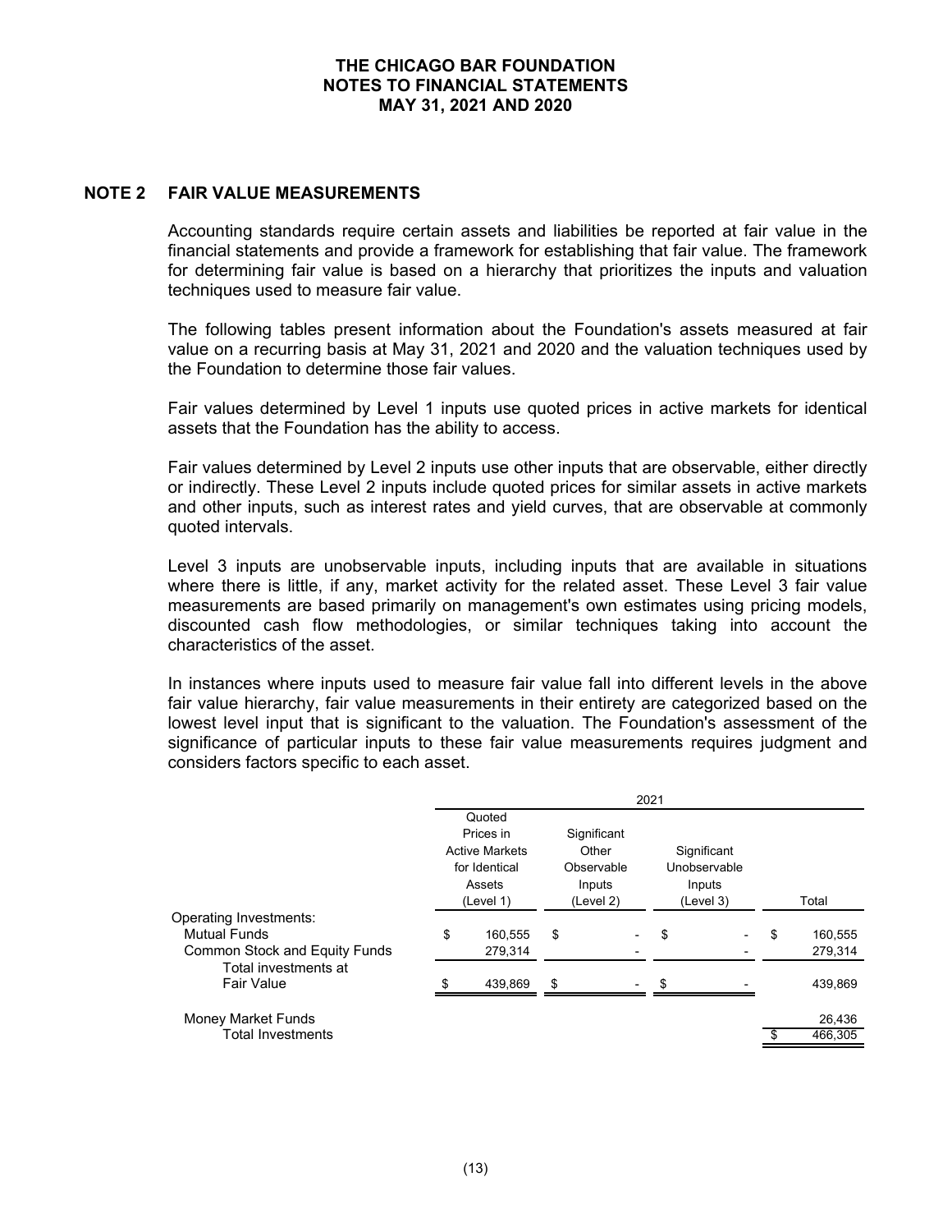## NOTE 2 FAIR VALUE MEASUREMENTS

Accounting standards require certain assets and liabilities be reported at fair value in the financial statements and provide a framework for establishing that fair value. The framework for determining fair value is based on a hierarchy that prioritizes the inputs and valuation techniques used to measure fair value.

The following tables present information about the Foundation's assets measured at fair value on a recurring basis at May 31, 2021 and 2020 and the valuation techniques used by the Foundation to determine those fair values.

Fair values determined by Level 1 inputs use quoted prices in active markets for identical assets that the Foundation has the ability to access.

Fair values determined by Level 2 inputs use other inputs that are observable, either directly or indirectly. These Level 2 inputs include quoted prices for similar assets in active markets and other inputs, such as interest rates and yield curves, that are observable at commonly quoted intervals.

Level 3 inputs are unobservable inputs, including inputs that are available in situations where there is little, if any, market activity for the related asset. These Level 3 fair value measurements are based primarily on management's own estimates using pricing models, discounted cash flow methodologies, or similar techniques taking into account the characteristics of the asset.

In instances where inputs used to measure fair value fall into different levels in the above fair value hierarchy, fair value measurements in their entirety are categorized based on the lowest level input that is significant to the valuation. The Foundation's assessment of the significance of particular inputs to these fair value measurements requires judgment and considers factors specific to each asset.

| | 2021 | | | |
|---|---|---|---|---|
| | Quoted Prices in Active Markets for Identical Assets (Level 1) | Significant Other Observable Inputs (Level 2) | Significant Unobservable Inputs (Level 3) | Total |
| Operating Investments: | | | | |
| Mutual Funds | $ 160,555 | $ - | $ - | $ 160,555 |
| Common Stock and Equity Funds | 279,314 | - | - | 279,314 |
| Total investments at Fair Value | $ 439,869 | $ - | $ - | 439,869 |
| Money Market Funds | | | | 26,436 |
| Total Investments | | | | $ 466,305 |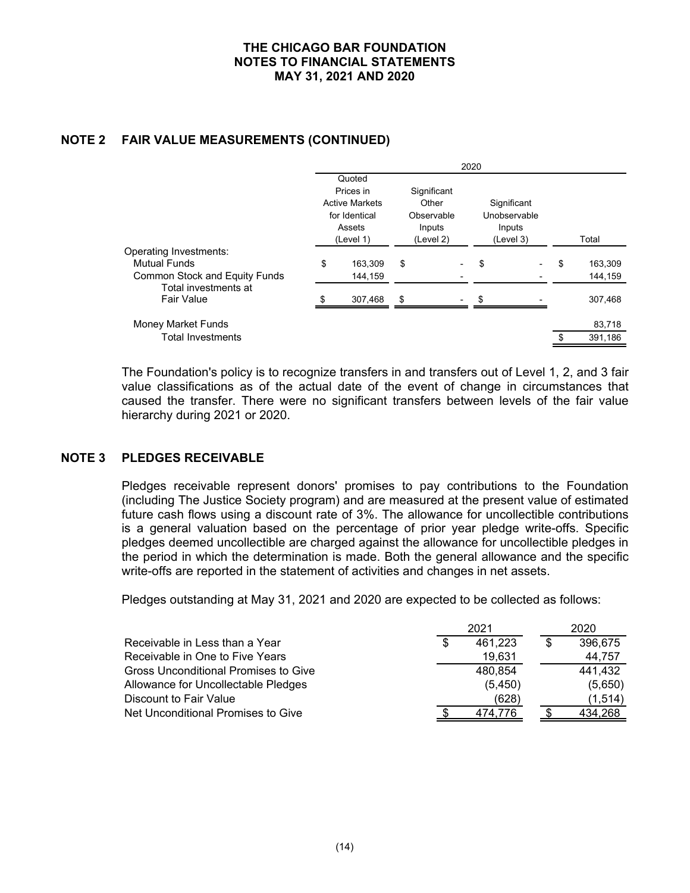## NOTE 2 FAIR VALUE MEASUREMENTS (CONTINUED)

| | 2020 | | | |
|---|---|---|---|---|
| | Quoted Prices in Active Markets for Identical Assets (Level 1) | Significant Other Observable Inputs (Level 2) | Significant Unobservable Inputs (Level 3) | Total |
| Operating Investments: | | | | |
| Mutual Funds | $ 163,309 | $ - | $ - | $ 163,309 |
| Common Stock and Equity Funds | 144,159 | - | - | 144,159 |
| Total investments at Fair Value | $ 307,468 | $ - | $ - | 307,468 |
| Money Market Funds | | | | 83,718 |
| Total Investments | | | | $ 391,186 |

The Foundation's policy is to recognize transfers in and transfers out of Level 1, 2, and 3 fair value classifications as of the actual date of the event of change in circumstances that caused the transfer. There were no significant transfers between levels of the fair value hierarchy during 2021 or 2020.

## NOTE 3 PLEDGES RECEIVABLE

Pledges receivable represent donors' promises to pay contributions to the Foundation (including The Justice Society program) and are measured at the present value of estimated future cash flows using a discount rate of 3%. The allowance for uncollectible contributions is a general valuation based on the percentage of prior year pledge write-offs. Specific pledges deemed uncollectible are charged against the allowance for uncollectible pledges in the period in which the determination is made. Both the general allowance and the specific write-offs are reported in the statement of activities and changes in net assets.

Pledges outstanding at May 31, 2021 and 2020 are expected to be collected as follows:

| | 2021 | 2020 |
|---|---|---|
| Receivable in Less than a Year | $ 461,223 | $ 396,675 |
| Receivable in One to Five Years | 19,631 | 44,757 |
| Gross Unconditional Promises to Give | 480,854 | 441,432 |
| Allowance for Uncollectable Pledges | (5,450) | (5,650) |
| Discount to Fair Value | (628) | (1,514) |
| Net Unconditional Promises to Give | $ 474,776 | $ 434,268 |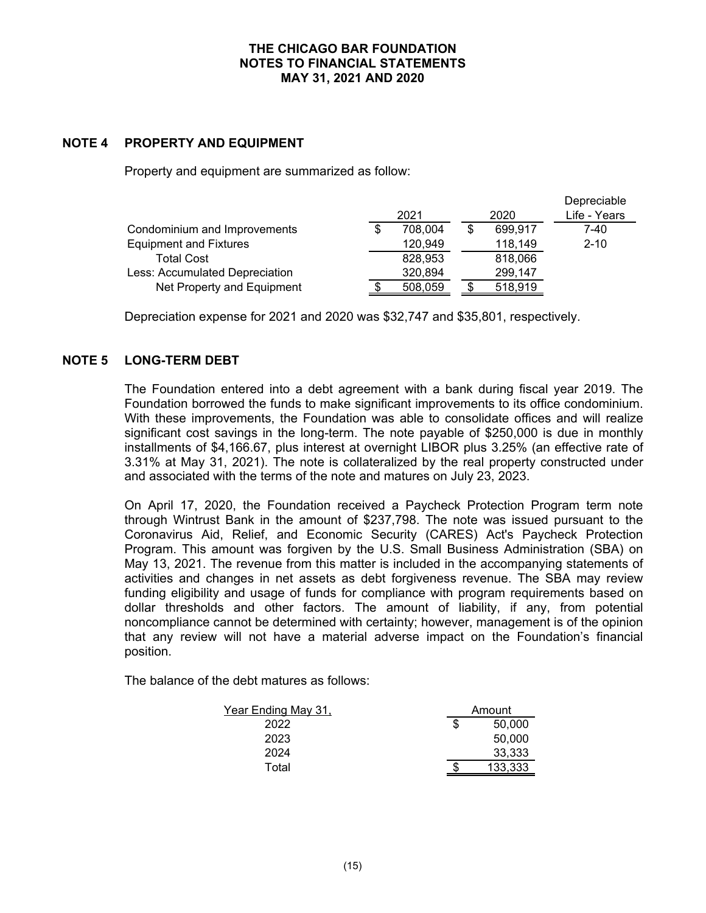# THE CHICAGO BAR FOUNDATION
# NOTES TO FINANCIAL STATEMENTS
# MAY 31, 2021 AND 2020

## NOTE 4 PROPERTY AND EQUIPMENT

Property and equipment are summarized as follow:

| | 2021 | 2020 | Depreciable Life - Years |
|---|---|---|---|
| Condominium and Improvements | $ 708,004 | $ 699,917 | 7-40 |
| Equipment and Fixtures | 120,949 | 118,149 | 2-10 |
| Total Cost | 828,953 | 818,066 | |
| Less: Accumulated Depreciation | 320,894 | 299,147 | |
| Net Property and Equipment | $ 508,059 | $ 518,919 | |

Depreciation expense for 2021 and 2020 was $32,747 and $35,801, respectively.

## NOTE 5 LONG-TERM DEBT

The Foundation entered into a debt agreement with a bank during fiscal year 2019. The Foundation borrowed the funds to make significant improvements to its office condominium. With these improvements, the Foundation was able to consolidate offices and will realize significant cost savings in the long-term. The note payable of $250,000 is due in monthly installments of $4,166.67, plus interest at overnight LIBOR plus 3.25% (an effective rate of 3.31% at May 31, 2021). The note is collateralized by the real property constructed under and associated with the terms of the note and matures on July 23, 2023.

On April 17, 2020, the Foundation received a Paycheck Protection Program term note through Wintrust Bank in the amount of $237,798. The note was issued pursuant to the Coronavirus Aid, Relief, and Economic Security (CARES) Act's Paycheck Protection Program. This amount was forgiven by the U.S. Small Business Administration (SBA) on May 13, 2021. The revenue from this matter is included in the accompanying statements of activities and changes in net assets as debt forgiveness revenue. The SBA may review funding eligibility and usage of funds for compliance with program requirements based on dollar thresholds and other factors. The amount of liability, if any, from potential noncompliance cannot be determined with certainty; however, management is of the opinion that any review will not have a material adverse impact on the Foundation's financial position.

The balance of the debt matures as follows:

| Year Ending May 31, | Amount |
|---|---|
| 2022 | $ 50,000 |
| 2023 | 50,000 |
| 2024 | 33,333 |
| Total | $ 133,333 |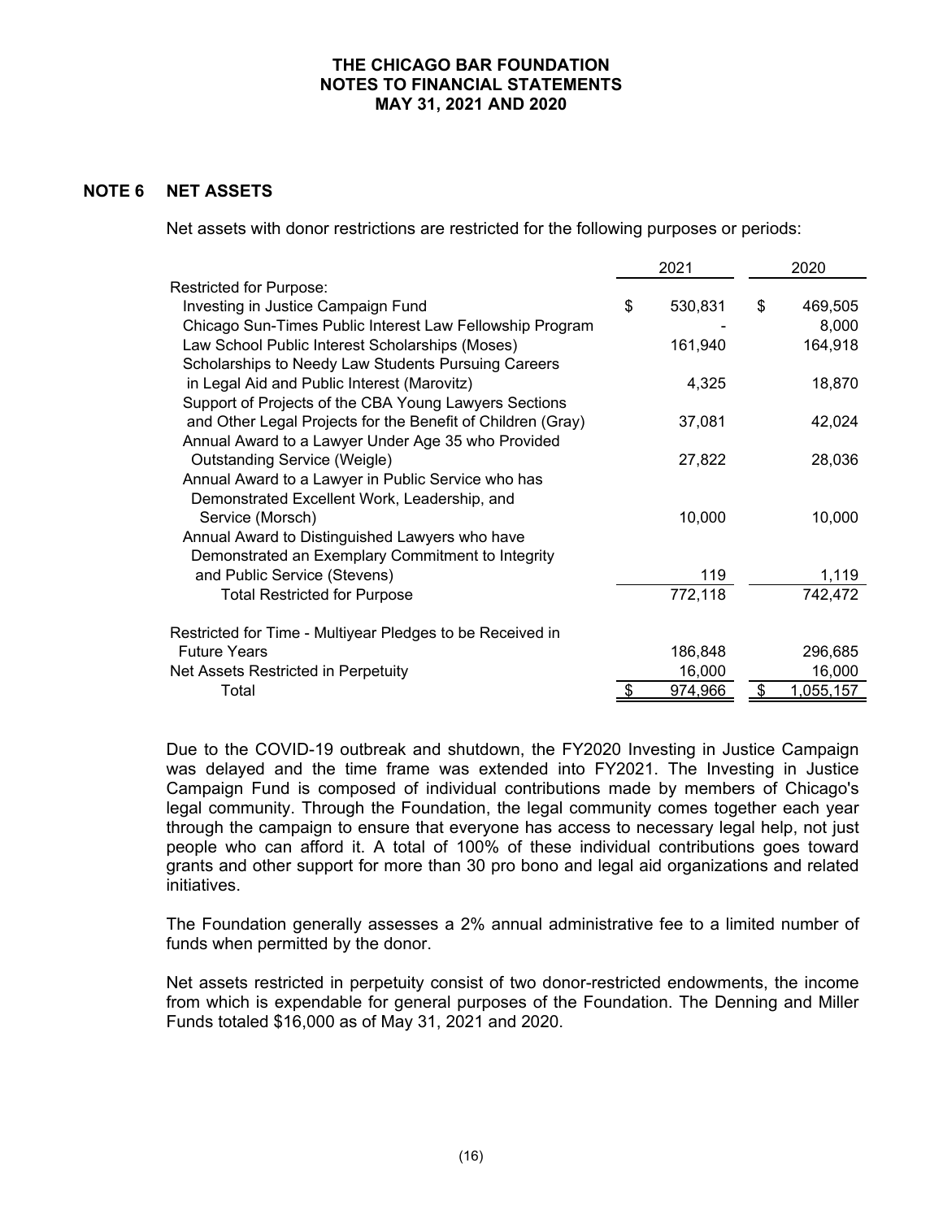# THE CHICAGO BAR FOUNDATION
# NOTES TO FINANCIAL STATEMENTS
# MAY 31, 2021 AND 2020

## NOTE 6 NET ASSETS

Net assets with donor restrictions are restricted for the following purposes or periods:

| | 2021 | 2020 |
|---|---|---|
| Restricted for Purpose: | | |
| Investing in Justice Campaign Fund | $ 530,831 | $ 469,505 |
| Chicago Sun-Times Public Interest Law Fellowship Program | - | 8,000 |
| Law School Public Interest Scholarships (Moses) | 161,940 | 164,918 |
| Scholarships to Needy Law Students Pursuing Careers in Legal Aid and Public Interest (Marovitz) | 4,325 | 18,870 |
| Support of Projects of the CBA Young Lawyers Sections and Other Legal Projects for the Benefit of Children (Gray) | 37,081 | 42,024 |
| Annual Award to a Lawyer Under Age 35 who Provided Outstanding Service (Weigle) | 27,822 | 28,036 |
| Annual Award to a Lawyer in Public Service who has Demonstrated Excellent Work, Leadership, and Service (Morsch) | 10,000 | 10,000 |
| Annual Award to Distinguished Lawyers who have Demonstrated an Exemplary Commitment to Integrity and Public Service (Stevens) | 119 | 1,119 |
| Total Restricted for Purpose | 772,118 | 742,472 |
| | | |
| Restricted for Time - Multiyear Pledges to be Received in Future Years | 186,848 | 296,685 |
| Net Assets Restricted in Perpetuity | 16,000 | 16,000 |
| Total | $ 974,966 | $ 1,055,157 |

Due to the COVID-19 outbreak and shutdown, the FY2020 Investing in Justice Campaign was delayed and the time frame was extended into FY2021. The Investing in Justice Campaign Fund is composed of individual contributions made by members of Chicago's legal community. Through the Foundation, the legal community comes together each year through the campaign to ensure that everyone has access to necessary legal help, not just people who can afford it. A total of 100% of these individual contributions goes toward grants and other support for more than 30 pro bono and legal aid organizations and related initiatives.

The Foundation generally assesses a 2% annual administrative fee to a limited number of funds when permitted by the donor.

Net assets restricted in perpetuity consist of two donor-restricted endowments, the income from which is expendable for general purposes of the Foundation. The Denning and Miller Funds totaled $16,000 as of May 31, 2021 and 2020.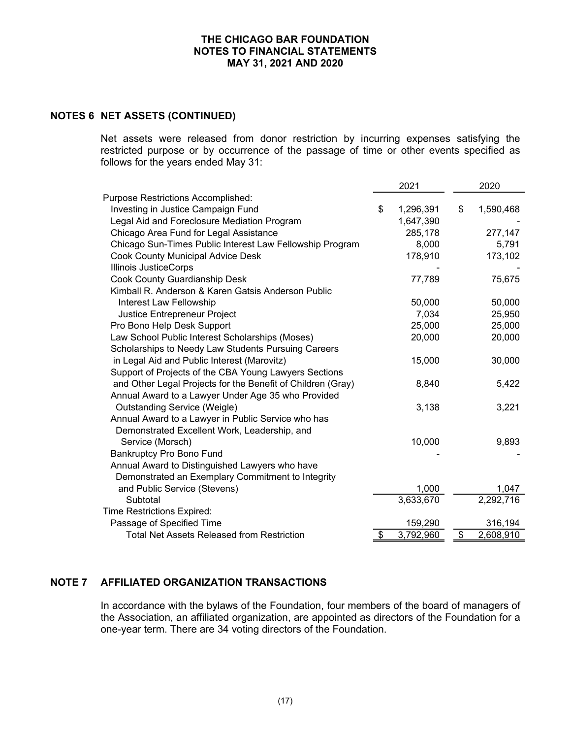### NOTES 6 NET ASSETS (CONTINUED)

Net assets were released from donor restriction by incurring expenses satisfying the restricted purpose or by occurrence of the passage of time or other events specified as follows for the years ended May 31:

| | 2021 | 2020 |
|---|---|---|
| Purpose Restrictions Accomplished: | | |
| Investing in Justice Campaign Fund | $ 1,296,391 | $ 1,590,468 |
| Legal Aid and Foreclosure Mediation Program | 1,647,390 | - |
| Chicago Area Fund for Legal Assistance | 285,178 | 277,147 |
| Chicago Sun-Times Public Interest Law Fellowship Program | 8,000 | 5,791 |
| Cook County Municipal Advice Desk | 178,910 | 173,102 |
| Illinois JusticeCorps | - | - |
| Cook County Guardianship Desk | 77,789 | 75,675 |
| Kimball R. Anderson & Karen Gatsis Anderson Public Interest Law Fellowship | 50,000 | 50,000 |
| Justice Entrepreneur Project | 7,034 | 25,950 |
| Pro Bono Help Desk Support | 25,000 | 25,000 |
| Law School Public Interest Scholarships (Moses) | 20,000 | 20,000 |
| Scholarships to Needy Law Students Pursuing Careers in Legal Aid and Public Interest (Marovitz) | 15,000 | 30,000 |
| Support of Projects of the CBA Young Lawyers Sections and Other Legal Projects for the Benefit of Children (Gray) | 8,840 | 5,422 |
| Annual Award to a Lawyer Under Age 35 who Provided Outstanding Service (Weigle) | 3,138 | 3,221 |
| Annual Award to a Lawyer in Public Service who has Demonstrated Excellent Work, Leadership, and Service (Morsch) | 10,000 | 9,893 |
| Bankruptcy Pro Bono Fund | - | - |
| Annual Award to Distinguished Lawyers who have Demonstrated an Exemplary Commitment to Integrity and Public Service (Stevens) | 1,000 | 1,047 |
| Subtotal | 3,633,670 | 2,292,716 |
| Time Restrictions Expired: | | |
| Passage of Specified Time | 159,290 | 316,194 |
| Total Net Assets Released from Restriction | $ 3,792,960 | $ 2,608,910 |

### NOTE 7 AFFILIATED ORGANIZATION TRANSACTIONS

In accordance with the bylaws of the Foundation, four members of the board of managers of the Association, an affiliated organization, are appointed as directors of the Foundation for a one-year term. There are 34 voting directors of the Foundation.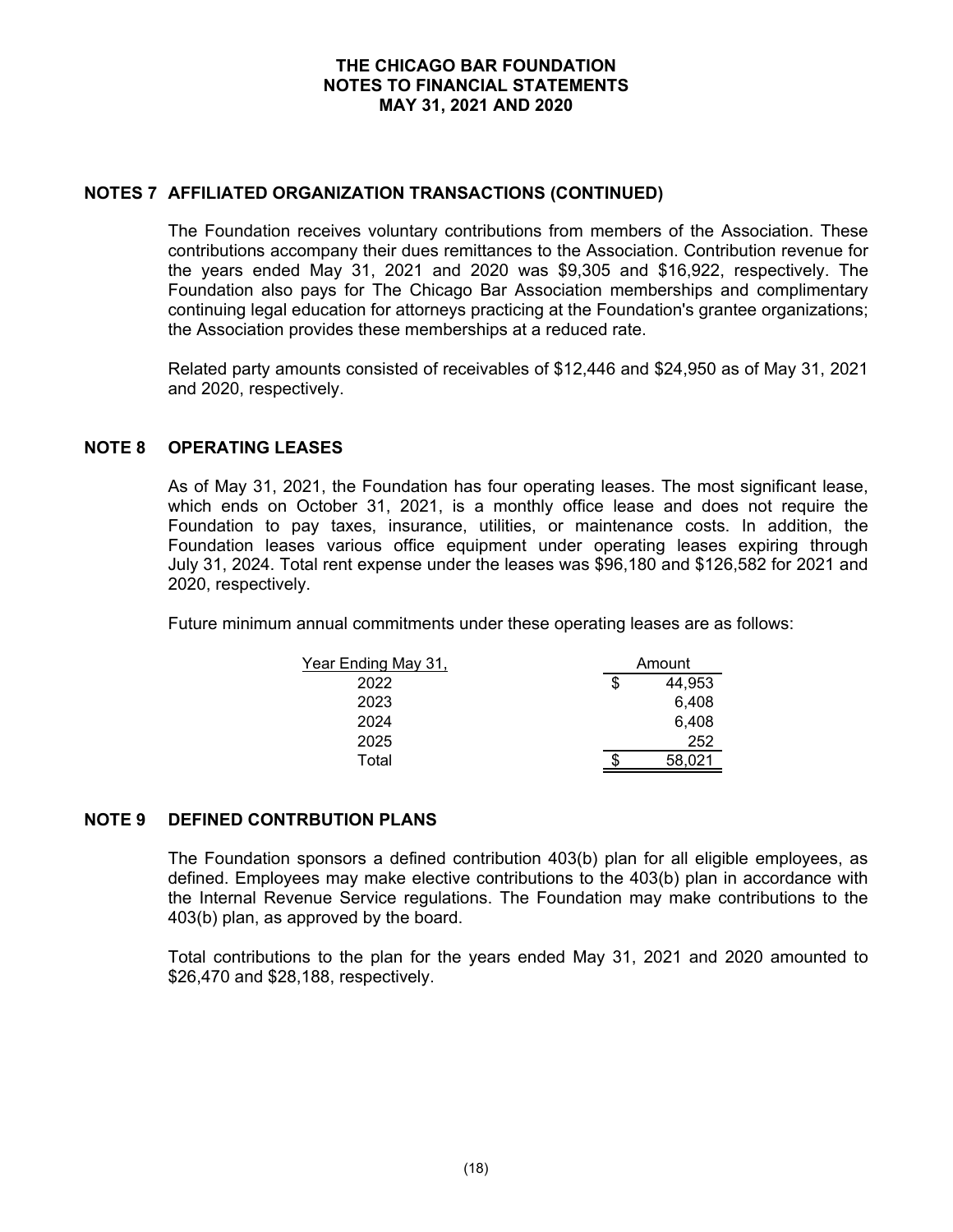## NOTES 7 AFFILIATED ORGANIZATION TRANSACTIONS (CONTINUED)

The Foundation receives voluntary contributions from members of the Association. These contributions accompany their dues remittances to the Association. Contribution revenue for the years ended May 31, 2021 and 2020 was $9,305 and $16,922, respectively. The Foundation also pays for The Chicago Bar Association memberships and complimentary continuing legal education for attorneys practicing at the Foundation's grantee organizations; the Association provides these memberships at a reduced rate.

Related party amounts consisted of receivables of $12,446 and $24,950 as of May 31, 2021 and 2020, respectively.

## NOTE 8 OPERATING LEASES

As of May 31, 2021, the Foundation has four operating leases. The most significant lease, which ends on October 31, 2021, is a monthly office lease and does not require the Foundation to pay taxes, insurance, utilities, or maintenance costs. In addition, the Foundation leases various office equipment under operating leases expiring through July 31, 2024. Total rent expense under the leases was $96,180 and $126,582 for 2021 and 2020, respectively.

Future minimum annual commitments under these operating leases are as follows:

| Year Ending May 31, | Amount |
|---|---|
| 2022 | $ 44,953 |
| 2023 | 6,408 |
| 2024 | 6,408 |
| 2025 | 252 |
| Total | $ 58,021 |

## NOTE 9 DEFINED CONTRBUTION PLANS

The Foundation sponsors a defined contribution 403(b) plan for all eligible employees, as defined. Employees may make elective contributions to the 403(b) plan in accordance with the Internal Revenue Service regulations. The Foundation may make contributions to the 403(b) plan, as approved by the board.

Total contributions to the plan for the years ended May 31, 2021 and 2020 amounted to $26,470 and $28,188, respectively.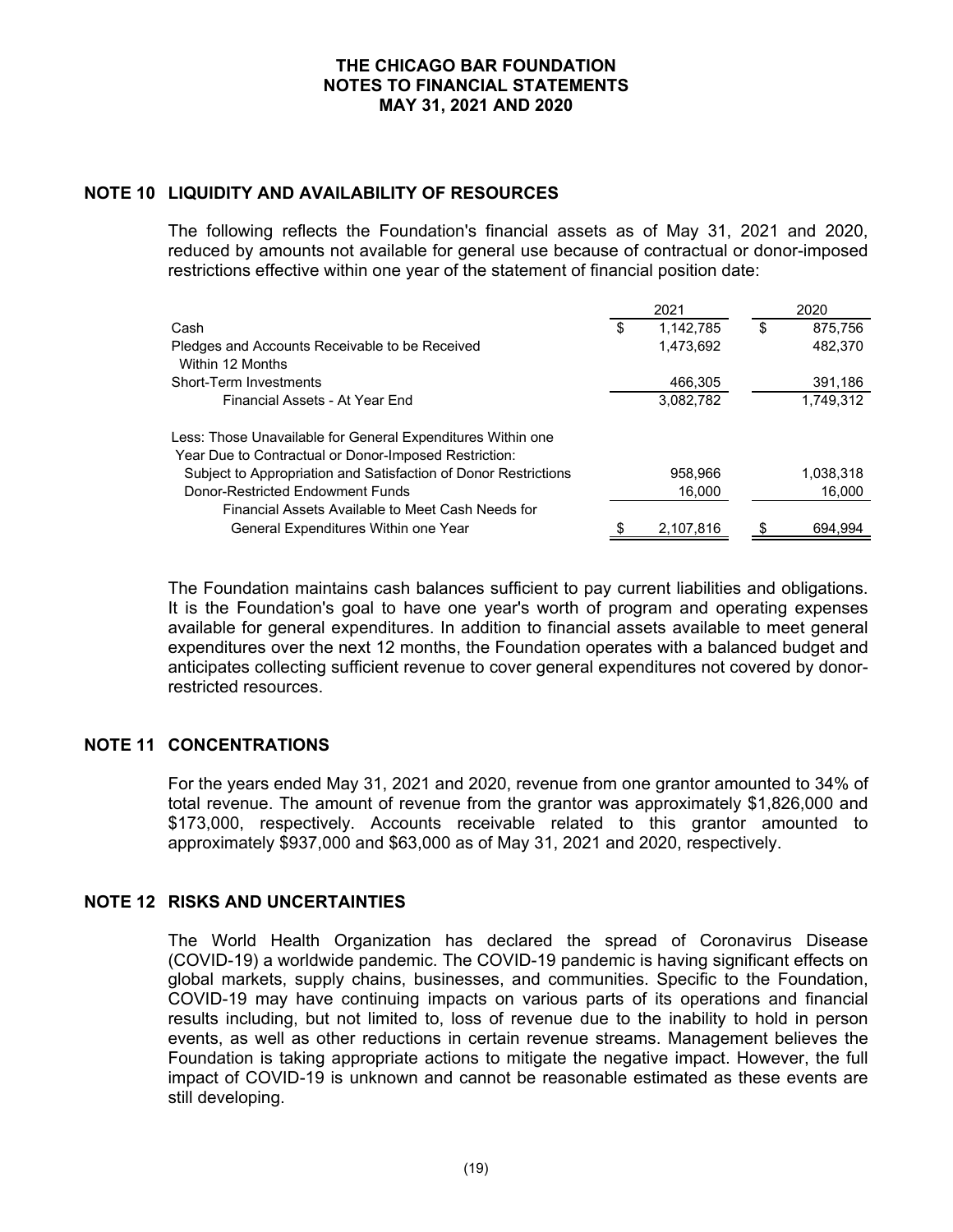THE CHICAGO BAR FOUNDATION
NOTES TO FINANCIAL STATEMENTS
MAY 31, 2021 AND 2020

## NOTE 10 LIQUIDITY AND AVAILABILITY OF RESOURCES

The following reflects the Foundation's financial assets as of May 31, 2021 and 2020, reduced by amounts not available for general use because of contractual or donor-imposed restrictions effective within one year of the statement of financial position date:

| | 2021 | 2020 |
|---|---|---|
| Cash | $ 1,142,785 | $ 875,756 |
| Pledges and Accounts Receivable to be Received Within 12 Months | 1,473,692 | 482,370 |
| Short-Term Investments | 466,305 | 391,186 |
| Financial Assets - At Year End | 3,082,782 | 1,749,312 |
| Less: Those Unavailable for General Expenditures Within one Year Due to Contractual or Donor-Imposed Restriction: | | |
| Subject to Appropriation and Satisfaction of Donor Restrictions | 958,966 | 1,038,318 |
| Donor-Restricted Endowment Funds | 16,000 | 16,000 |
| Financial Assets Available to Meet Cash Needs for General Expenditures Within one Year | $ 2,107,816 | $ 694,994 |

The Foundation maintains cash balances sufficient to pay current liabilities and obligations. It is the Foundation's goal to have one year's worth of program and operating expenses available for general expenditures. In addition to financial assets available to meet general expenditures over the next 12 months, the Foundation operates with a balanced budget and anticipates collecting sufficient revenue to cover general expenditures not covered by donor-restricted resources.

## NOTE 11 CONCENTRATIONS

For the years ended May 31, 2021 and 2020, revenue from one grantor amounted to 34% of total revenue. The amount of revenue from the grantor was approximately $1,826,000 and $173,000, respectively. Accounts receivable related to this grantor amounted to approximately $937,000 and $63,000 as of May 31, 2021 and 2020, respectively.

## NOTE 12 RISKS AND UNCERTAINTIES

The World Health Organization has declared the spread of Coronavirus Disease (COVID-19) a worldwide pandemic. The COVID-19 pandemic is having significant effects on global markets, supply chains, businesses, and communities. Specific to the Foundation, COVID-19 may have continuing impacts on various parts of its operations and financial results including, but not limited to, loss of revenue due to the inability to hold in person events, as well as other reductions in certain revenue streams. Management believes the Foundation is taking appropriate actions to mitigate the negative impact. However, the full impact of COVID-19 is unknown and cannot be reasonable estimated as these events are still developing.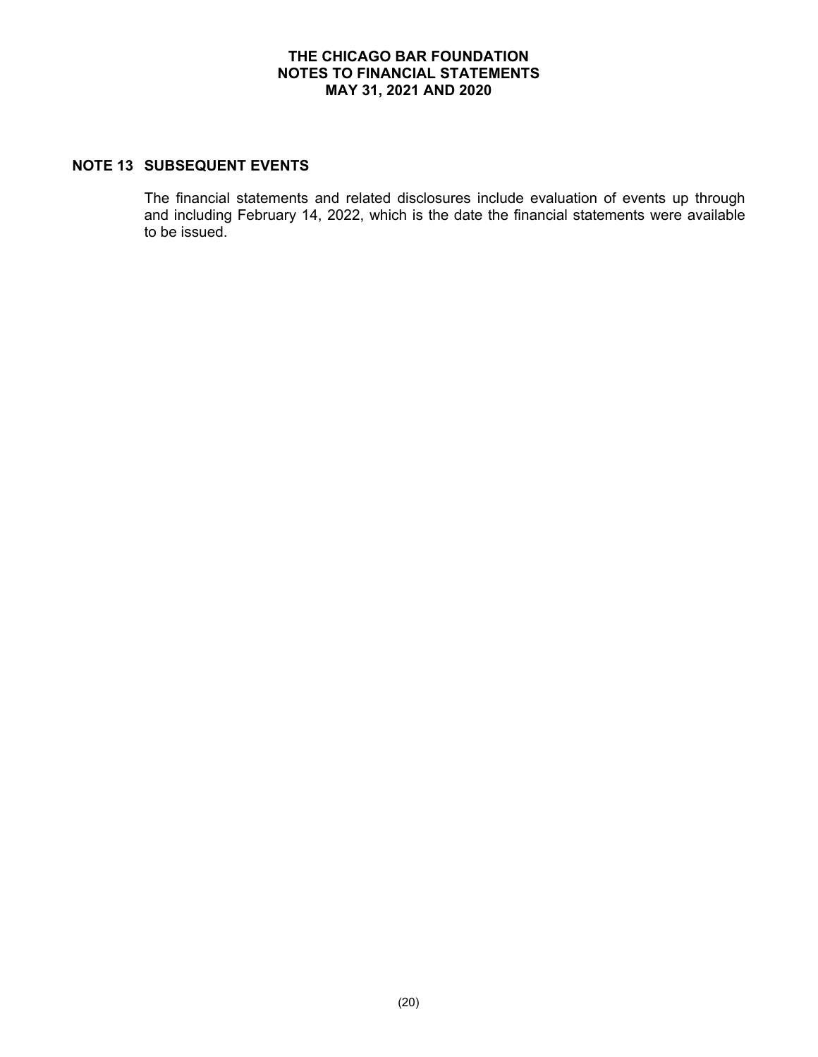## NOTE 13 SUBSEQUENT EVENTS

The financial statements and related disclosures include evaluation of events up through and including February 14, 2022, which is the date the financial statements were available to be issued.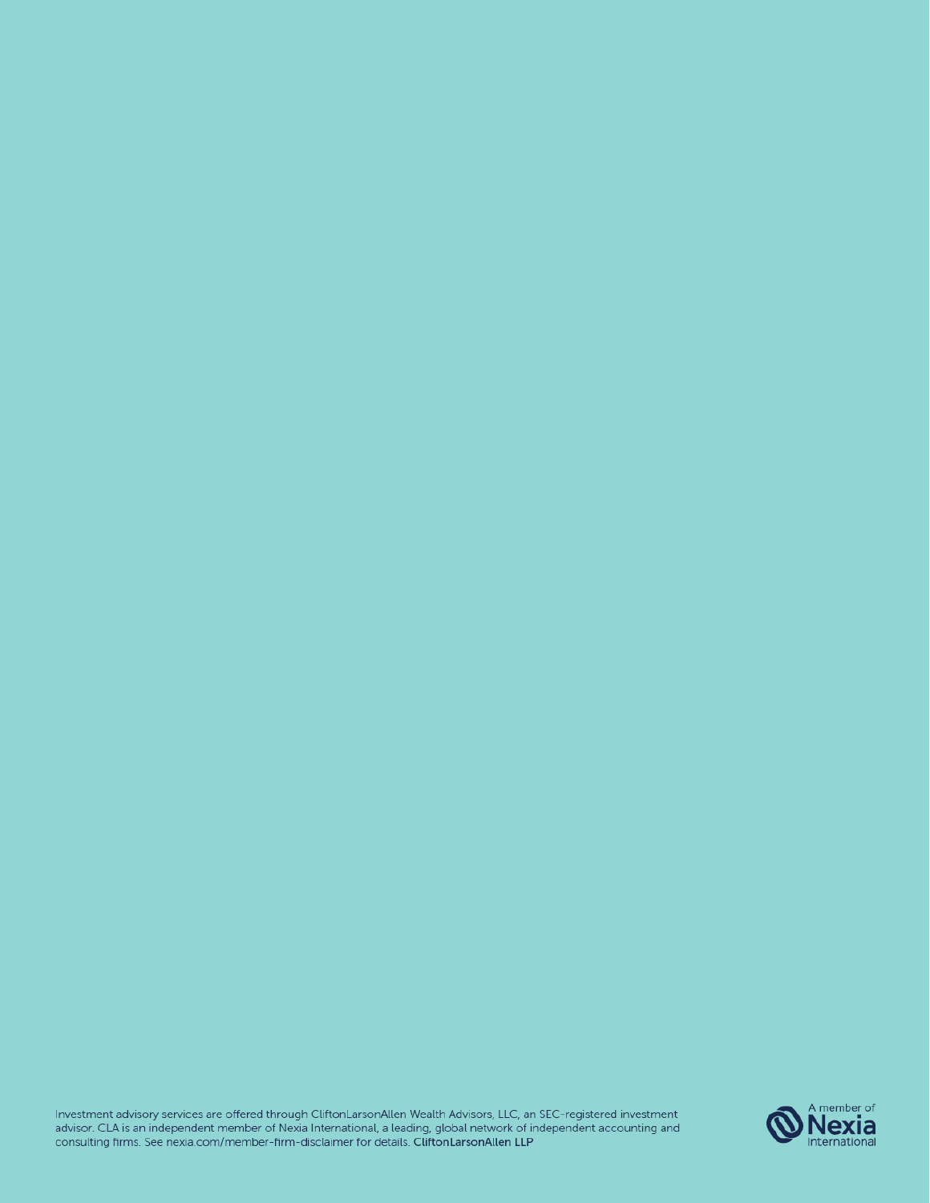Investment advisory services are offered through CliftonLarsonAllen Wealth Advisors, LLC, an SEC-registered investment advisor. CLA is an independent member of Nexia International, a leading, global network of independent accounting and consulting firms. See nexia.com/member-firm-disclaimer for details. **CliftonLarsonAllen LLP**

A member of Nexia International